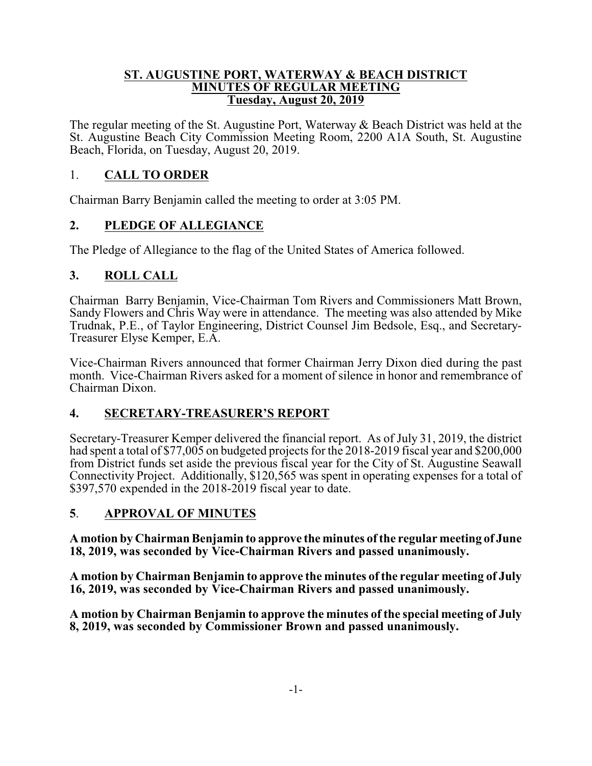# ST. AUGUSTINE PORT, WATERWAY & BEACH DISTRICT
## MINUTES OF REGULAR MEETING
## Tuesday, August 20, 2019

The regular meeting of the St. Augustine Port, Waterway & Beach District was held at the St. Augustine Beach City Commission Meeting Room, 2200 A1A South, St. Augustine Beach, Florida, on Tuesday, August 20, 2019.

## 1. CALL TO ORDER

Chairman Barry Benjamin called the meeting to order at 3:05 PM.

## 2. PLEDGE OF ALLEGIANCE

The Pledge of Allegiance to the flag of the United States of America followed.

## 3. ROLL CALL

Chairman Barry Benjamin, Vice-Chairman Tom Rivers and Commissioners Matt Brown, Sandy Flowers and Chris Way were in attendance. The meeting was also attended by Mike Trudnak, P.E., of Taylor Engineering, District Counsel Jim Bedsole, Esq., and Secretary-Treasurer Elyse Kemper, E.A.

Vice-Chairman Rivers announced that former Chairman Jerry Dixon died during the past month. Vice-Chairman Rivers asked for a moment of silence in honor and remembrance of Chairman Dixon.

## 4. SECRETARY-TREASURER'S REPORT

Secretary-Treasurer Kemper delivered the financial report. As of July 31, 2019, the district had spent a total of $77,005 on budgeted projects for the 2018-2019 fiscal year and $200,000 from District funds set aside the previous fiscal year for the City of St. Augustine Seawall Connectivity Project. Additionally, $120,565 was spent in operating expenses for a total of $397,570 expended in the 2018-2019 fiscal year to date.

## 5. APPROVAL OF MINUTES

**A motion by Chairman Benjamin to approve the minutes of the regular meeting of June 18, 2019, was seconded by Vice-Chairman Rivers and passed unanimously.**

**A motion by Chairman Benjamin to approve the minutes of the regular meeting of July 16, 2019, was seconded by Vice-Chairman Rivers and passed unanimously.**

**A motion by Chairman Benjamin to approve the minutes of the special meeting of July 8, 2019, was seconded by Commissioner Brown and passed unanimously.**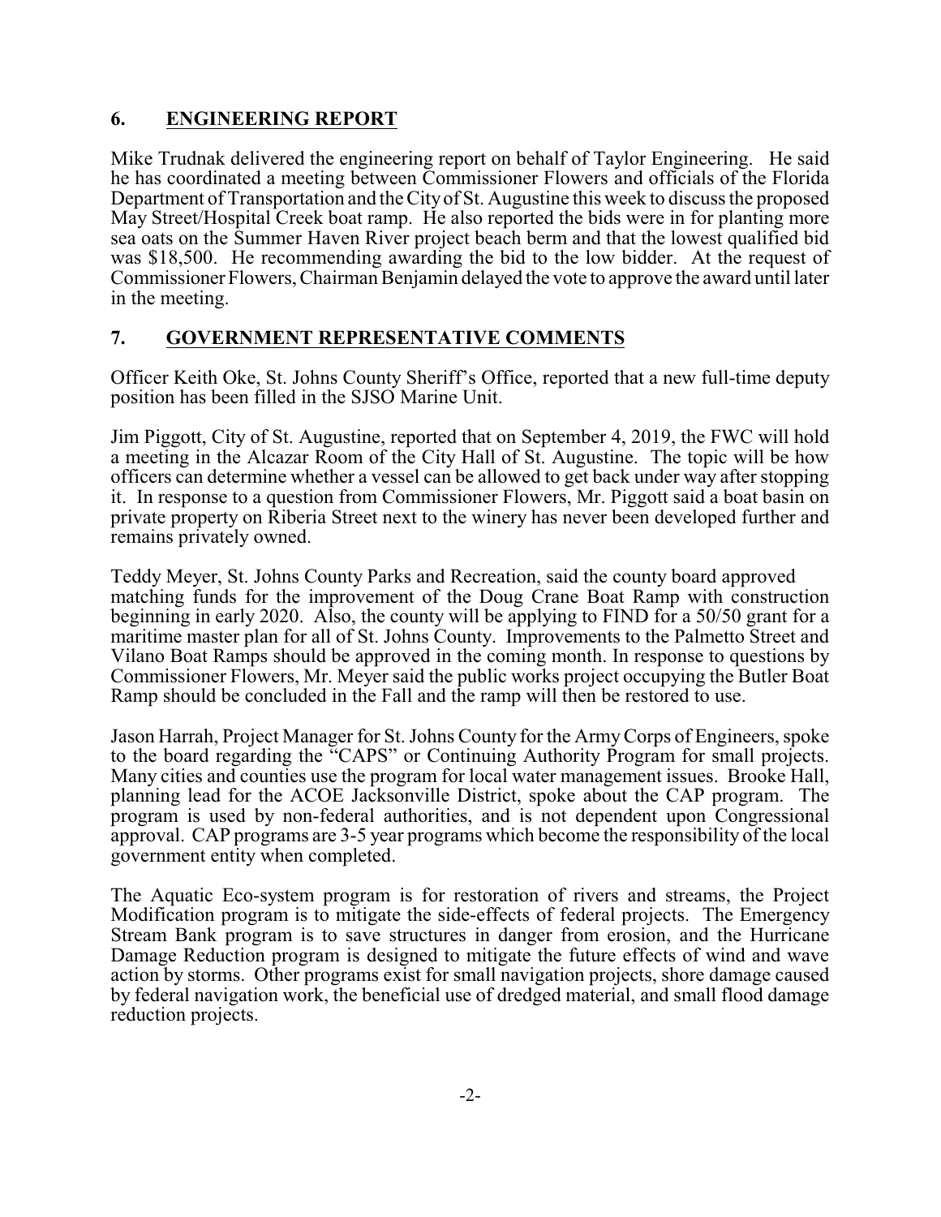## 6. ENGINEERING REPORT

Mike Trudnak delivered the engineering report on behalf of Taylor Engineering. He said he has coordinated a meeting between Commissioner Flowers and officials of the Florida Department of Transportation and the City of St. Augustine this week to discuss the proposed May Street/Hospital Creek boat ramp. He also reported the bids were in for planting more sea oats on the Summer Haven River project beach berm and that the lowest qualified bid was $18,500. He recommending awarding the bid to the low bidder. At the request of Commissioner Flowers, Chairman Benjamin delayed the vote to approve the award until later in the meeting.

## 7. GOVERNMENT REPRESENTATIVE COMMENTS

Officer Keith Oke, St. Johns County Sheriff's Office, reported that a new full-time deputy position has been filled in the SJSO Marine Unit.

Jim Piggott, City of St. Augustine, reported that on September 4, 2019, the FWC will hold a meeting in the Alcazar Room of the City Hall of St. Augustine. The topic will be how officers can determine whether a vessel can be allowed to get back under way after stopping it. In response to a question from Commissioner Flowers, Mr. Piggott said a boat basin on private property on Riberia Street next to the winery has never been developed further and remains privately owned.

Teddy Meyer, St. Johns County Parks and Recreation, said the county board approved matching funds for the improvement of the Doug Crane Boat Ramp with construction beginning in early 2020. Also, the county will be applying to FIND for a 50/50 grant for a maritime master plan for all of St. Johns County. Improvements to the Palmetto Street and Vilano Boat Ramps should be approved in the coming month. In response to questions by Commissioner Flowers, Mr. Meyer said the public works project occupying the Butler Boat Ramp should be concluded in the Fall and the ramp will then be restored to use.

Jason Harrah, Project Manager for St. Johns County for the Army Corps of Engineers, spoke to the board regarding the "CAPS" or Continuing Authority Program for small projects. Many cities and counties use the program for local water management issues. Brooke Hall, planning lead for the ACOE Jacksonville District, spoke about the CAP program. The program is used by non-federal authorities, and is not dependent upon Congressional approval. CAP programs are 3-5 year programs which become the responsibility of the local government entity when completed.

The Aquatic Eco-system program is for restoration of rivers and streams, the Project Modification program is to mitigate the side-effects of federal projects. The Emergency Stream Bank program is to save structures in danger from erosion, and the Hurricane Damage Reduction program is designed to mitigate the future effects of wind and wave action by storms. Other programs exist for small navigation projects, shore damage caused by federal navigation work, the beneficial use of dredged material, and small flood damage reduction projects.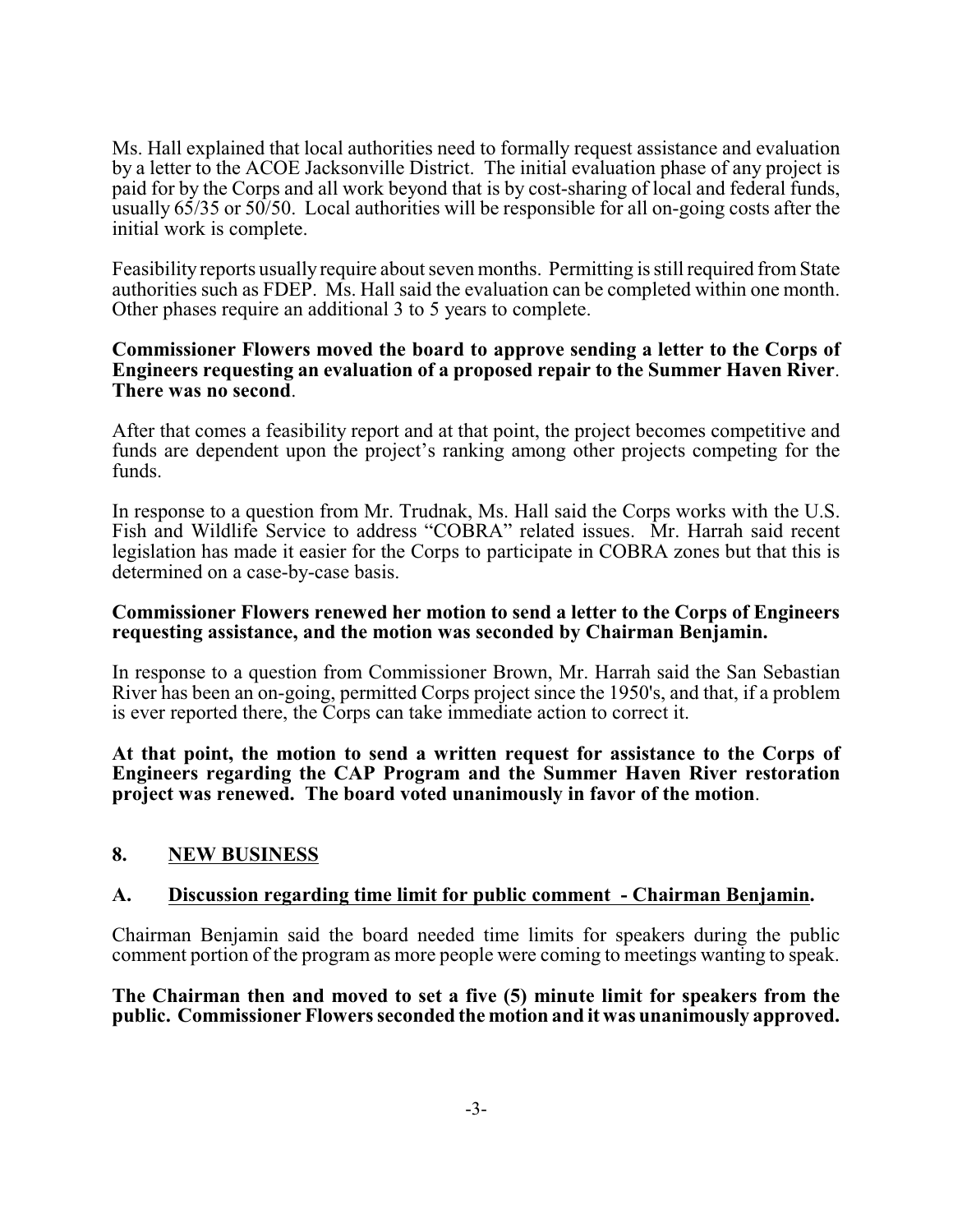Ms. Hall explained that local authorities need to formally request assistance and evaluation by a letter to the ACOE Jacksonville District. The initial evaluation phase of any project is paid for by the Corps and all work beyond that is by cost-sharing of local and federal funds, usually 65/35 or 50/50. Local authorities will be responsible for all on-going costs after the initial work is complete.

Feasibility reports usually require about seven months. Permitting is still required from State authorities such as FDEP. Ms. Hall said the evaluation can be completed within one month. Other phases require an additional 3 to 5 years to complete.

**Commissioner Flowers moved the board to approve sending a letter to the Corps of Engineers requesting an evaluation of a proposed repair to the Summer Haven River. There was no second.**

After that comes a feasibility report and at that point, the project becomes competitive and funds are dependent upon the project's ranking among other projects competing for the funds.

In response to a question from Mr. Trudnak, Ms. Hall said the Corps works with the U.S. Fish and Wildlife Service to address "COBRA" related issues. Mr. Harrah said recent legislation has made it easier for the Corps to participate in COBRA zones but that this is determined on a case-by-case basis.

**Commissioner Flowers renewed her motion to send a letter to the Corps of Engineers requesting assistance, and the motion was seconded by Chairman Benjamin.**

In response to a question from Commissioner Brown, Mr. Harrah said the San Sebastian River has been an on-going, permitted Corps project since the 1950's, and that, if a problem is ever reported there, the Corps can take immediate action to correct it.

**At that point, the motion to send a written request for assistance to the Corps of Engineers regarding the CAP Program and the Summer Haven River restoration project was renewed. The board voted unanimously in favor of the motion.**

## 8. NEW BUSINESS

### A. Discussion regarding time limit for public comment - Chairman Benjamin.

Chairman Benjamin said the board needed time limits for speakers during the public comment portion of the program as more people were coming to meetings wanting to speak.

**The Chairman then and moved to set a five (5) minute limit for speakers from the public. Commissioner Flowers seconded the motion and it was unanimously approved.**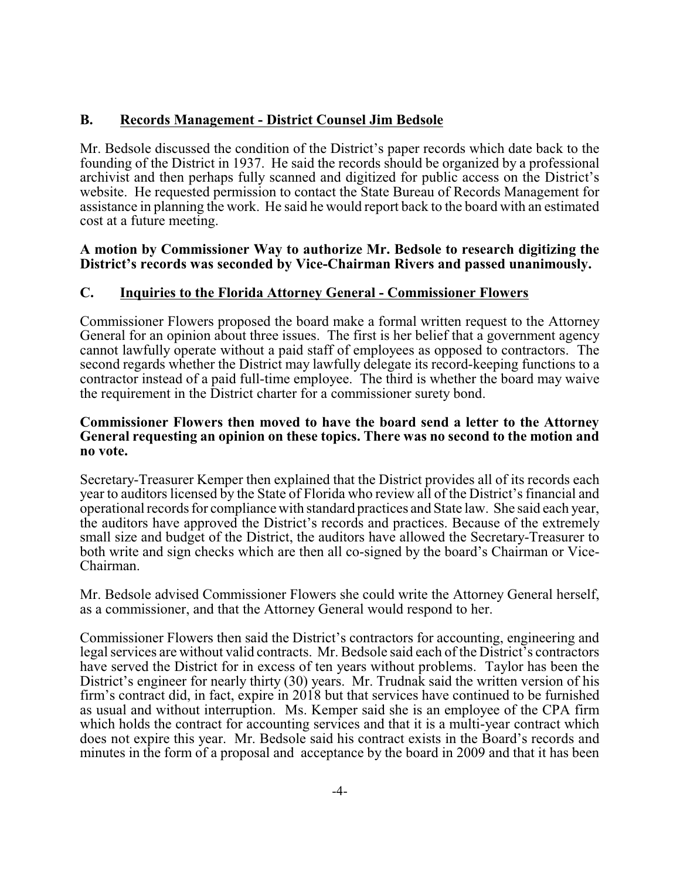## B. Records Management - District Counsel Jim Bedsole

Mr. Bedsole discussed the condition of the District's paper records which date back to the founding of the District in 1937. He said the records should be organized by a professional archivist and then perhaps fully scanned and digitized for public access on the District's website. He requested permission to contact the State Bureau of Records Management for assistance in planning the work. He said he would report back to the board with an estimated cost at a future meeting.

**A motion by Commissioner Way to authorize Mr. Bedsole to research digitizing the District's records was seconded by Vice-Chairman Rivers and passed unanimously.**

## C. Inquiries to the Florida Attorney General - Commissioner Flowers

Commissioner Flowers proposed the board make a formal written request to the Attorney General for an opinion about three issues. The first is her belief that a government agency cannot lawfully operate without a paid staff of employees as opposed to contractors. The second regards whether the District may lawfully delegate its record-keeping functions to a contractor instead of a paid full-time employee. The third is whether the board may waive the requirement in the District charter for a commissioner surety bond.

**Commissioner Flowers then moved to have the board send a letter to the Attorney General requesting an opinion on these topics. There was no second to the motion and no vote.**

Secretary-Treasurer Kemper then explained that the District provides all of its records each year to auditors licensed by the State of Florida who review all of the District's financial and operational records for compliance with standard practices and State law. She said each year, the auditors have approved the District's records and practices. Because of the extremely small size and budget of the District, the auditors have allowed the Secretary-Treasurer to both write and sign checks which are then all co-signed by the board's Chairman or Vice-Chairman.

Mr. Bedsole advised Commissioner Flowers she could write the Attorney General herself, as a commissioner, and that the Attorney General would respond to her.

Commissioner Flowers then said the District's contractors for accounting, engineering and legal services are without valid contracts. Mr. Bedsole said each of the District's contractors have served the District for in excess of ten years without problems. Taylor has been the District's engineer for nearly thirty (30) years. Mr. Trudnak said the written version of his firm's contract did, in fact, expire in 2018 but that services have continued to be furnished as usual and without interruption. Ms. Kemper said she is an employee of the CPA firm which holds the contract for accounting services and that it is a multi-year contract which does not expire this year. Mr. Bedsole said his contract exists in the Board's records and minutes in the form of a proposal and acceptance by the board in 2009 and that it has been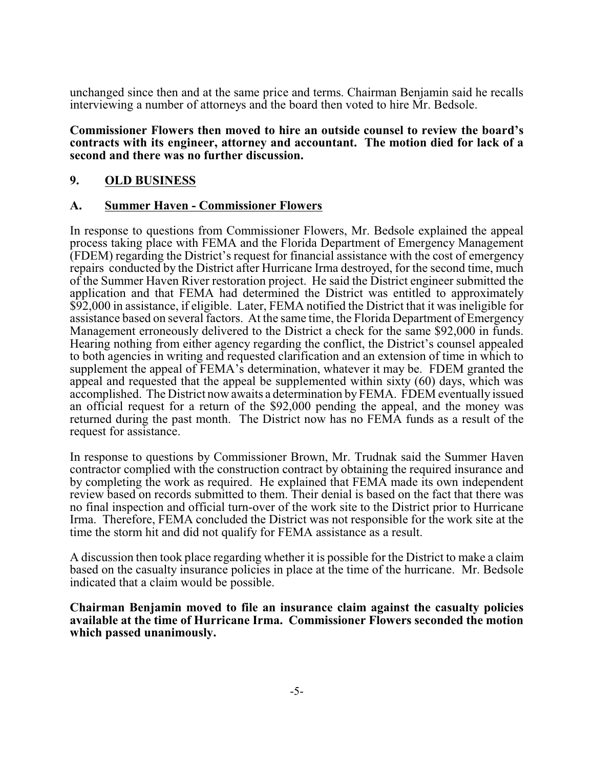unchanged since then and at the same price and terms. Chairman Benjamin said he recalls interviewing a number of attorneys and the board then voted to hire Mr. Bedsole.

**Commissioner Flowers then moved to hire an outside counsel to review the board's contracts with its engineer, attorney and accountant. The motion died for lack of a second and there was no further discussion.**

## 9. OLD BUSINESS

### A. Summer Haven - Commissioner Flowers

In response to questions from Commissioner Flowers, Mr. Bedsole explained the appeal process taking place with FEMA and the Florida Department of Emergency Management (FDEM) regarding the District's request for financial assistance with the cost of emergency repairs conducted by the District after Hurricane Irma destroyed, for the second time, much of the Summer Haven River restoration project. He said the District engineer submitted the application and that FEMA had determined the District was entitled to approximately \$92,000 in assistance, if eligible. Later, FEMA notified the District that it was ineligible for assistance based on several factors. At the same time, the Florida Department of Emergency Management erroneously delivered to the District a check for the same \$92,000 in funds. Hearing nothing from either agency regarding the conflict, the District's counsel appealed to both agencies in writing and requested clarification and an extension of time in which to supplement the appeal of FEMA's determination, whatever it may be. FDEM granted the appeal and requested that the appeal be supplemented within sixty (60) days, which was accomplished. The District now awaits a determination by FEMA. FDEM eventually issued an official request for a return of the \$92,000 pending the appeal, and the money was returned during the past month. The District now has no FEMA funds as a result of the request for assistance.

In response to questions by Commissioner Brown, Mr. Trudnak said the Summer Haven contractor complied with the construction contract by obtaining the required insurance and by completing the work as required. He explained that FEMA made its own independent review based on records submitted to them. Their denial is based on the fact that there was no final inspection and official turn-over of the work site to the District prior to Hurricane Irma. Therefore, FEMA concluded the District was not responsible for the work site at the time the storm hit and did not qualify for FEMA assistance as a result.

A discussion then took place regarding whether it is possible for the District to make a claim based on the casualty insurance policies in place at the time of the hurricane. Mr. Bedsole indicated that a claim would be possible.

**Chairman Benjamin moved to file an insurance claim against the casualty policies available at the time of Hurricane Irma. Commissioner Flowers seconded the motion which passed unanimously.**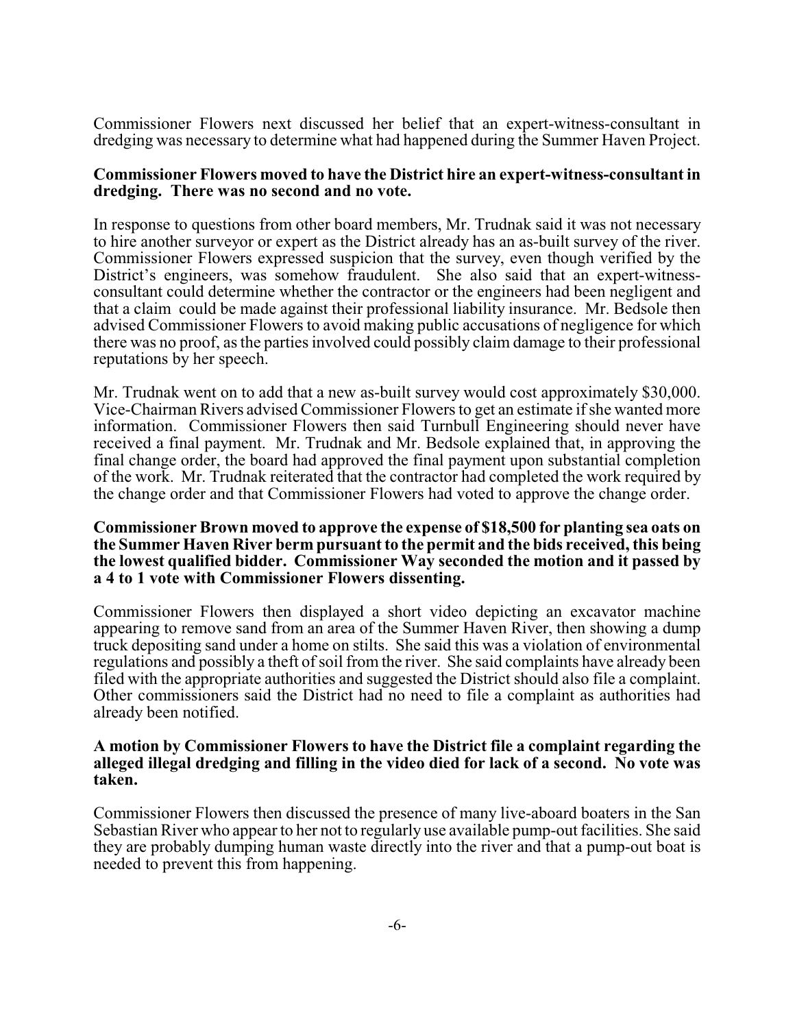Commissioner Flowers next discussed her belief that an expert-witness-consultant in dredging was necessary to determine what had happened during the Summer Haven Project.

**Commissioner Flowers moved to have the District hire an expert-witness-consultant in dredging. There was no second and no vote.**

In response to questions from other board members, Mr. Trudnak said it was not necessary to hire another surveyor or expert as the District already has an as-built survey of the river. Commissioner Flowers expressed suspicion that the survey, even though verified by the District's engineers, was somehow fraudulent. She also said that an expert-witness-consultant could determine whether the contractor or the engineers had been negligent and that a claim could be made against their professional liability insurance. Mr. Bedsole then advised Commissioner Flowers to avoid making public accusations of negligence for which there was no proof, as the parties involved could possibly claim damage to their professional reputations by her speech.

Mr. Trudnak went on to add that a new as-built survey would cost approximately $30,000. Vice-Chairman Rivers advised Commissioner Flowers to get an estimate if she wanted more information. Commissioner Flowers then said Turnbull Engineering should never have received a final payment. Mr. Trudnak and Mr. Bedsole explained that, in approving the final change order, the board had approved the final payment upon substantial completion of the work. Mr. Trudnak reiterated that the contractor had completed the work required by the change order and that Commissioner Flowers had voted to approve the change order.

**Commissioner Brown moved to approve the expense of $18,500 for planting sea oats on the Summer Haven River berm pursuant to the permit and the bids received, this being the lowest qualified bidder. Commissioner Way seconded the motion and it passed by a 4 to 1 vote with Commissioner Flowers dissenting.**

Commissioner Flowers then displayed a short video depicting an excavator machine appearing to remove sand from an area of the Summer Haven River, then showing a dump truck depositing sand under a home on stilts. She said this was a violation of environmental regulations and possibly a theft of soil from the river. She said complaints have already been filed with the appropriate authorities and suggested the District should also file a complaint. Other commissioners said the District had no need to file a complaint as authorities had already been notified.

**A motion by Commissioner Flowers to have the District file a complaint regarding the alleged illegal dredging and filling in the video died for lack of a second. No vote was taken.**

Commissioner Flowers then discussed the presence of many live-aboard boaters in the San Sebastian River who appear to her not to regularly use available pump-out facilities. She said they are probably dumping human waste directly into the river and that a pump-out boat is needed to prevent this from happening.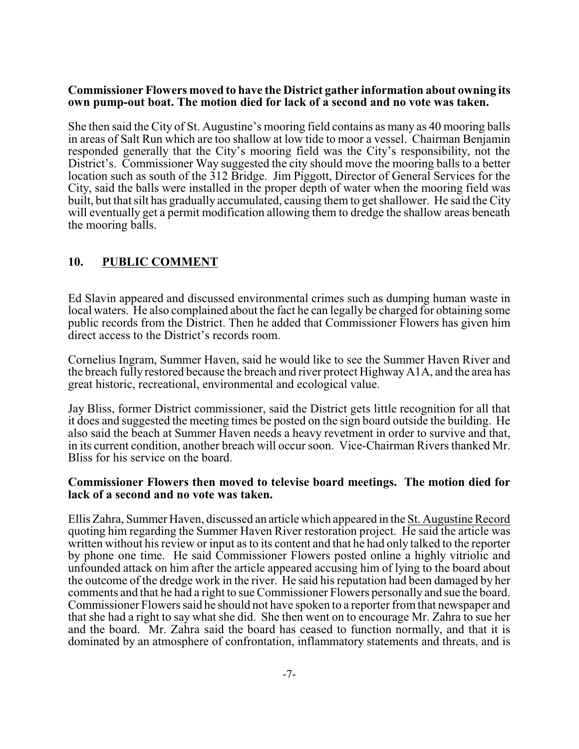**Commissioner Flowers moved to have the District gather information about owning its own pump-out boat. The motion died for lack of a second and no vote was taken.**

She then said the City of St. Augustine's mooring field contains as many as 40 mooring balls in areas of Salt Run which are too shallow at low tide to moor a vessel. Chairman Benjamin responded generally that the City's mooring field was the City's responsibility, not the District's. Commissioner Way suggested the city should move the mooring balls to a better location such as south of the 312 Bridge. Jim Piggott, Director of General Services for the City, said the balls were installed in the proper depth of water when the mooring field was built, but that silt has gradually accumulated, causing them to get shallower. He said the City will eventually get a permit modification allowing them to dredge the shallow areas beneath the mooring balls.

## 10. PUBLIC COMMENT

Ed Slavin appeared and discussed environmental crimes such as dumping human waste in local waters. He also complained about the fact he can legally be charged for obtaining some public records from the District. Then he added that Commissioner Flowers has given him direct access to the District's records room.

Cornelius Ingram, Summer Haven, said he would like to see the Summer Haven River and the breach fully restored because the breach and river protect Highway A1A, and the area has great historic, recreational, environmental and ecological value.

Jay Bliss, former District commissioner, said the District gets little recognition for all that it does and suggested the meeting times be posted on the sign board outside the building. He also said the beach at Summer Haven needs a heavy revetment in order to survive and that, in its current condition, another breach will occur soon. Vice-Chairman Rivers thanked Mr. Bliss for his service on the board.

**Commissioner Flowers then moved to televise board meetings. The motion died for lack of a second and no vote was taken.**

Ellis Zahra, Summer Haven, discussed an article which appeared in the St. Augustine Record quoting him regarding the Summer Haven River restoration project. He said the article was written without his review or input as to its content and that he had only talked to the reporter by phone one time. He said Commissioner Flowers posted online a highly vitriolic and unfounded attack on him after the article appeared accusing him of lying to the board about the outcome of the dredge work in the river. He said his reputation had been damaged by her comments and that he had a right to sue Commissioner Flowers personally and sue the board. Commissioner Flowers said he should not have spoken to a reporter from that newspaper and that she had a right to say what she did. She then went on to encourage Mr. Zahra to sue her and the board. Mr. Zahra said the board has ceased to function normally, and that it is dominated by an atmosphere of confrontation, inflammatory statements and threats, and is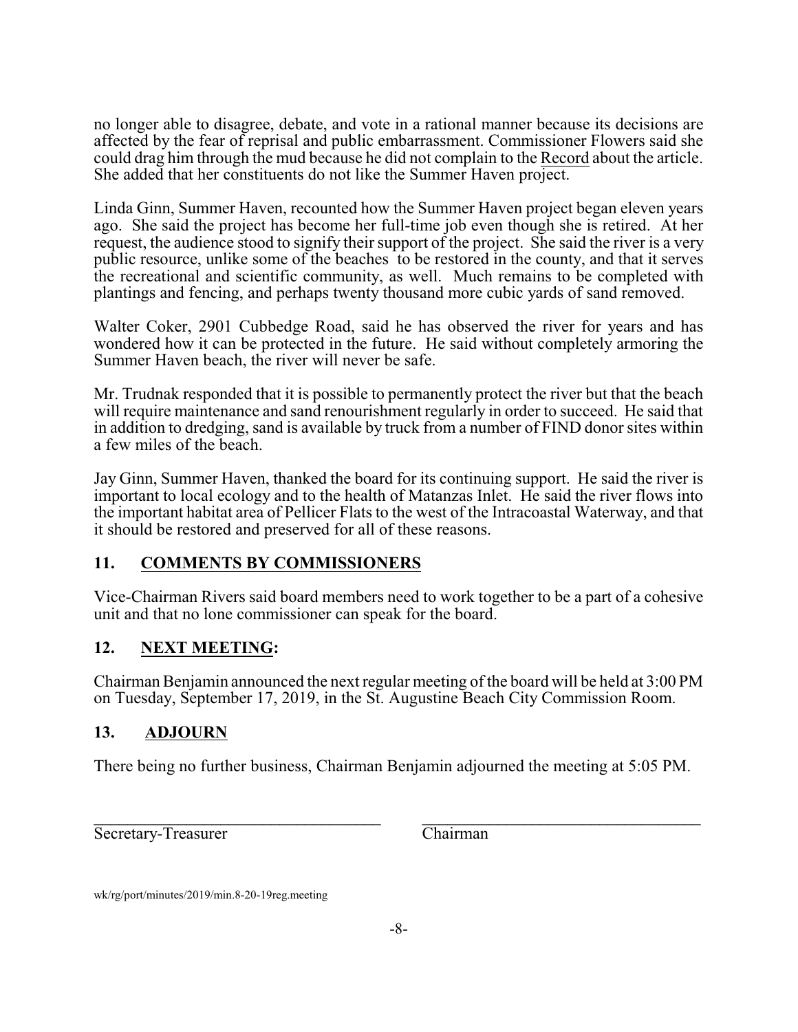no longer able to disagree, debate, and vote in a rational manner because its decisions are affected by the fear of reprisal and public embarrassment. Commissioner Flowers said she could drag him through the mud because he did not complain to the Record about the article. She added that her constituents do not like the Summer Haven project.

Linda Ginn, Summer Haven, recounted how the Summer Haven project began eleven years ago. She said the project has become her full-time job even though she is retired. At her request, the audience stood to signify their support of the project. She said the river is a very public resource, unlike some of the beaches to be restored in the county, and that it serves the recreational and scientific community, as well. Much remains to be completed with plantings and fencing, and perhaps twenty thousand more cubic yards of sand removed.

Walter Coker, 2901 Cubbedge Road, said he has observed the river for years and has wondered how it can be protected in the future. He said without completely armoring the Summer Haven beach, the river will never be safe.

Mr. Trudnak responded that it is possible to permanently protect the river but that the beach will require maintenance and sand renourishment regularly in order to succeed. He said that in addition to dredging, sand is available by truck from a number of FIND donor sites within a few miles of the beach.

Jay Ginn, Summer Haven, thanked the board for its continuing support. He said the river is important to local ecology and to the health of Matanzas Inlet. He said the river flows into the important habitat area of Pellicer Flats to the west of the Intracoastal Waterway, and that it should be restored and preserved for all of these reasons.

## 11. COMMENTS BY COMMISSIONERS

Vice-Chairman Rivers said board members need to work together to be a part of a cohesive unit and that no lone commissioner can speak for the board.

## 12. NEXT MEETING:

Chairman Benjamin announced the next regular meeting of the board will be held at 3:00 PM on Tuesday, September 17, 2019, in the St. Augustine Beach City Commission Room.

## 13. ADJOURN

There being no further business, Chairman Benjamin adjourned the meeting at 5:05 PM.

\_\_\_\_\_\_\_\_\_\_\_\_\_\_\_\_\_\_\_\_\_\_\_\_\_\_\_\_\_\_\_\_\_\_\_\_ \_\_\_\_\_\_\_\_\_\_\_\_\_\_\_\_\_\_\_\_\_\_\_\_\_\_\_\_\_\_\_\_\_\_\_\_

Secretary-Treasurer Chairman

wk/rg/port/minutes/2019/min.8-20-19reg.meeting